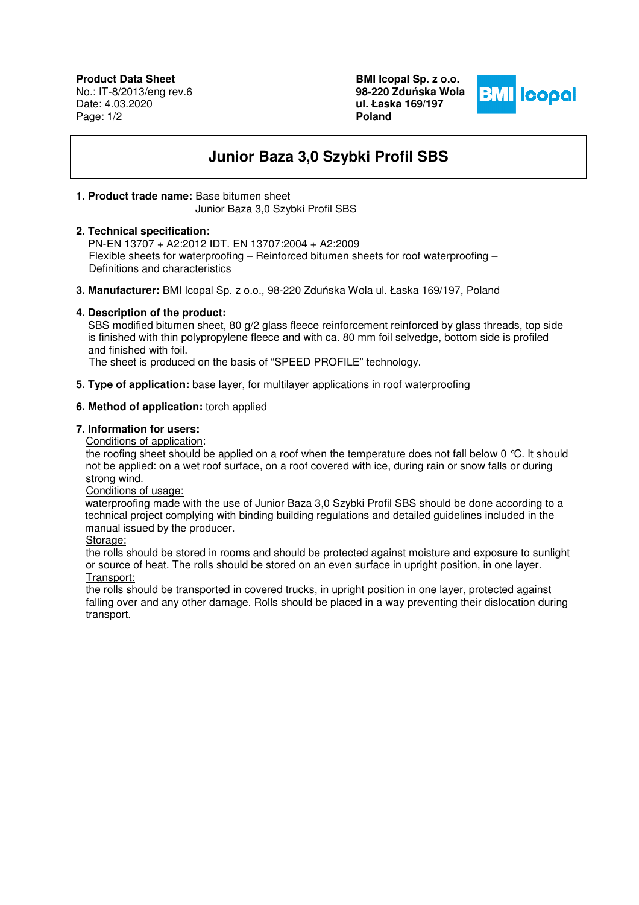**Product Data Sheet**
No.: IT-8/2013/eng rev.6
Date: 4.03.2020

**BMI Icopal Sp. z o.o.**
**98-220 Zduńska Wola**
**ul. Łaska 169/197**
**Poland**

# Junior Baza 3,0 Szybki Profil SBS

**1. Product trade name:** Base bitumen sheet
Junior Baza 3,0 Szybki Profil SBS

**2. Technical specification:**
PN-EN 13707 + A2:2012 IDT. EN 13707:2004 + A2:2009
Flexible sheets for waterproofing – Reinforced bitumen sheets for roof waterproofing – Definitions and characteristics

**3. Manufacturer:** BMI Icopal Sp. z o.o., 98-220 Zduńska Wola ul. Łaska 169/197, Poland

**4. Description of the product:**
SBS modified bitumen sheet, 80 g/2 glass fleece reinforcement reinforced by glass threads, top side is finished with thin polypropylene fleece and with ca. 80 mm foil selvedge, bottom side is profiled and finished with foil.
The sheet is produced on the basis of "SPEED PROFILE" technology.

**5. Type of application:** base layer, for multilayer applications in roof waterproofing

**6. Method of application:** torch applied

**7. Information for users:**

Conditions of application:
the roofing sheet should be applied on a roof when the temperature does not fall below 0 ℃. It should not be applied: on a wet roof surface, on a roof covered with ice, during rain or snow falls or during strong wind.

Conditions of usage:
waterproofing made with the use of Junior Baza 3,0 Szybki Profil SBS should be done according to a technical project complying with binding building regulations and detailed guidelines included in the manual issued by the producer.

Storage:
the rolls should be stored in rooms and should be protected against moisture and exposure to sunlight or source of heat. The rolls should be stored on an even surface in upright position, in one layer.

Transport:
the rolls should be transported in covered trucks, in upright position in one layer, protected against falling over and any other damage. Rolls should be placed in a way preventing their dislocation during transport.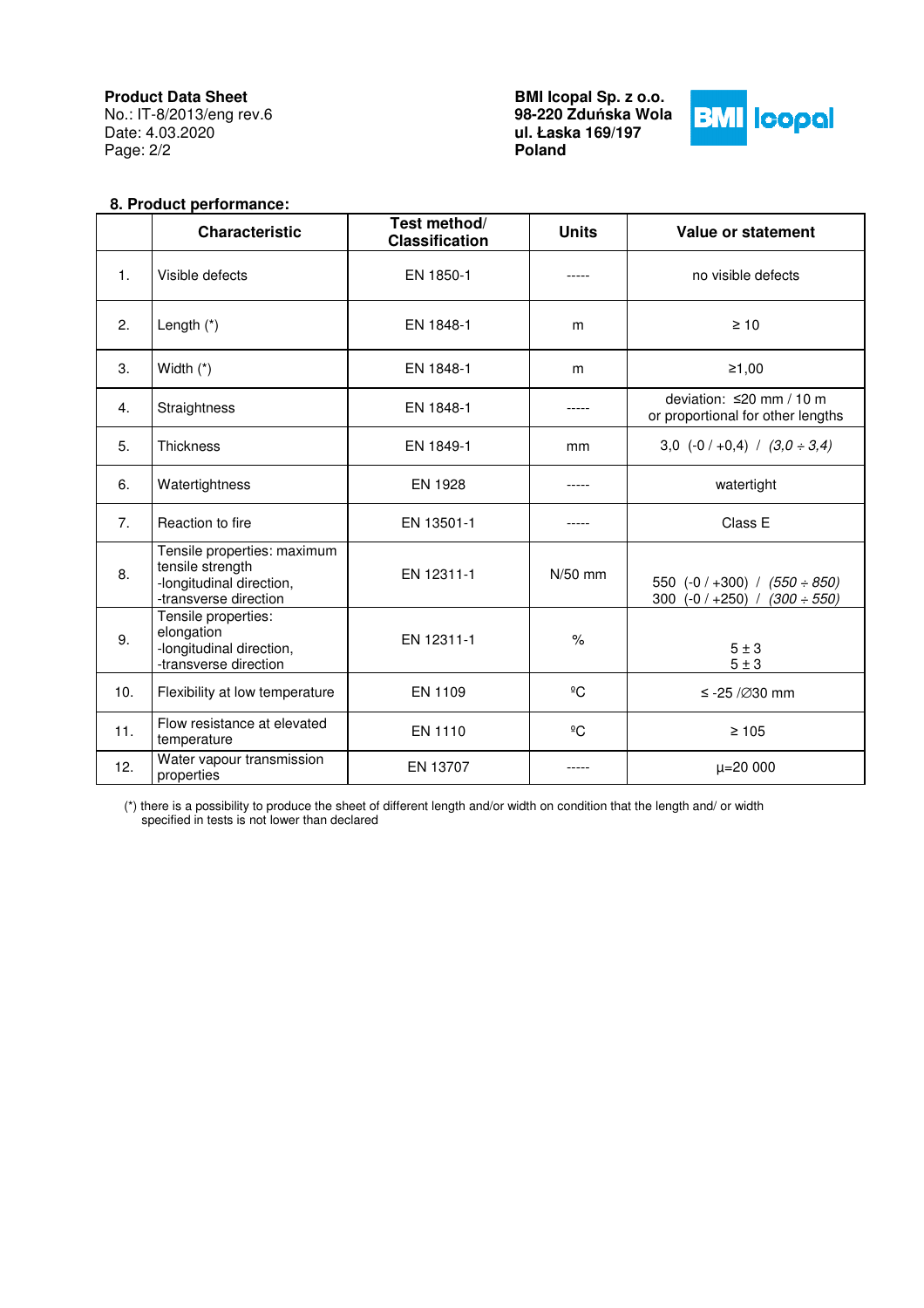**Product Data Sheet**
No.: IT-8/2013/eng rev.6
Date: 4.03.2020
Page: 2/2

**BMI Icopal Sp. z o.o.**
**98-220 Zduńska Wola**
**ul. Łaska 169/197**
**Poland**

### 8. Product performance:

| | Characteristic | Test method/ Classification | Units | Value or statement |
|---|---|---|---|---|
| 1. | Visible defects | EN 1850-1 | ----- | no visible defects |
| 2. | Length (*) | EN 1848-1 | m | ≥ 10 |
| 3. | Width (*) | EN 1848-1 | m | ≥1,00 |
| 4. | Straightness | EN 1848-1 | ----- | deviation: ≤20 mm / 10 m or proportional for other lengths |
| 5. | Thickness | EN 1849-1 | mm | 3,0 (-0 / +0,4) / *(3,0 ÷ 3,4)* |
| 6. | Watertightness | EN 1928 | ----- | watertight |
| 7. | Reaction to fire | EN 13501-1 | ----- | Class E |
| 8. | Tensile properties: maximum tensile strength -longitudinal direction, -transverse direction | EN 12311-1 | N/50 mm | 550 (-0 / +300) / *(550 ÷ 850)* 300 (-0 / +250) / *(300 ÷ 550)* |
| 9. | Tensile properties: elongation -longitudinal direction, -transverse direction | EN 12311-1 | % | 5 ± 3 5 ± 3 |
| 10. | Flexibility at low temperature | EN 1109 | ºC | ≤ -25 /∅30 mm |
| 11. | Flow resistance at elevated temperature | EN 1110 | ºC | ≥ 105 |
| 12. | Water vapour transmission properties | EN 13707 | ----- | μ=20 000 |

(*) there is a possibility to produce the sheet of different length and/or width on condition that the length and/ or width specified in tests is not lower than declared